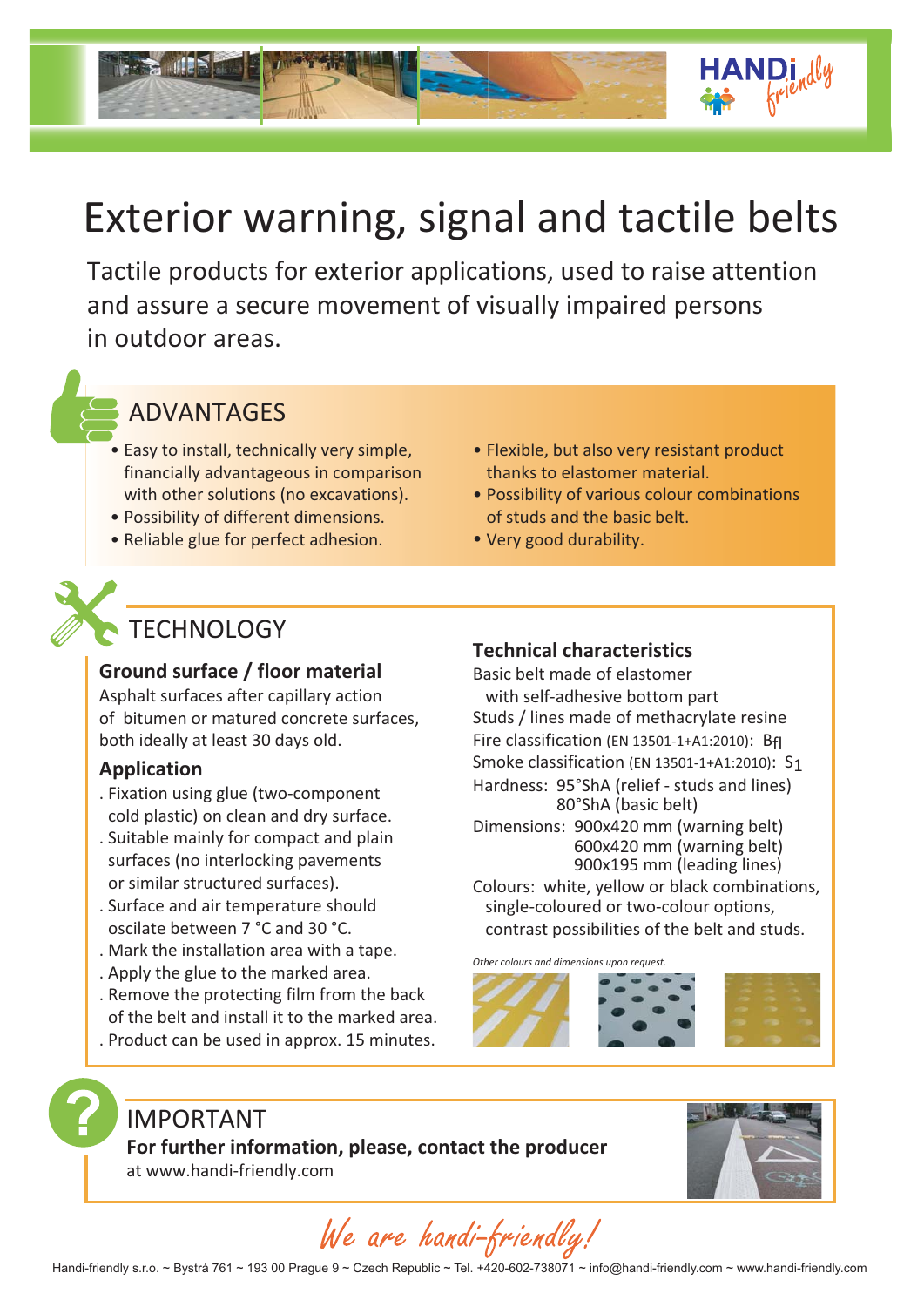# Exterior warning, signal and tactile belts

Tactile products for exterior applications, used to raise attention and assure a secure movement of visually impaired persons in outdoor areas.

## ADVANTAGES

- Easy to install, technically very simple, financially advantageous in comparison with other solutions (no excavations).
- Possibility of different dimensions.
- Reliable glue for perfect adhesion.
- Flexible, but also very resistant product thanks to elastomer material.
- Possibility of various colour combinations of studs and the basic belt.
- Very good durability.

## TECHNOLOGY

### Ground surface / floor material

Asphalt surfaces after capillary action of bitumen or matured concrete surfaces, both ideally at least 30 days old.

### Application

. Fixation using glue (two-component cold plastic) on clean and dry surface.
. Suitable mainly for compact and plain surfaces (no interlocking pavements or similar structured surfaces).
. Surface and air temperature should oscilate between 7 °C and 30 °C.
. Mark the installation area with a tape.
. Apply the glue to the marked area.
. Remove the protecting film from the back of the belt and install it to the marked area.
. Product can be used in approx. 15 minutes.

### Technical characteristics

Basic belt made of elastomer with self-adhesive bottom part
Studs / lines made of methacrylate resine
Fire classification (EN 13501-1+A1:2010): $B_{fl}$
Smoke classification (EN 13501-1+A1:2010): $S_1$
Hardness: 95°ShA (relief - studs and lines)
80°ShA (basic belt)
Dimensions: 900x420 mm (warning belt)
600x420 mm (warning belt)
900x195 mm (leading lines)
Colours: white, yellow or black combinations, single-coloured or two-colour options, contrast possibilities of the belt and studs.

*Other colours and dimensions upon request.*

## IMPORTANT

**For further information, please, contact the producer**
at www.handi-friendly.com

*We are handi-friendly!*

Handi-friendly s.r.o. ~ Bystrá 761 ~ 193 00 Prague 9 ~ Czech Republic ~ Tel. +420-602-738071 ~ info@handi-friendly.com ~ www.handi-friendly.com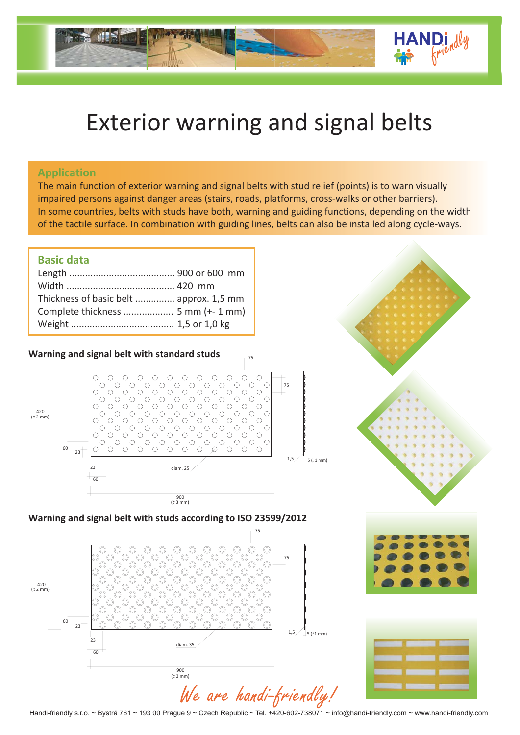# Exterior warning and signal belts

## Application

The main function of exterior warning and signal belts with stud relief (points) is to warn visually impaired persons against danger areas (stairs, roads, platforms, cross-walks or other barriers).
In some countries, belts with studs have both, warning and guiding functions, depending on the width of the tactile surface. In combination with guiding lines, belts can also be installed along cycle-ways.

## Basic data

| | |
|---|---|
| Length | 900 or 600 mm |
| Width | 420 mm |
| Thickness of basic belt | approx. 1,5 mm |
| Complete thickness | 5 mm (+- 1 mm) |
| Weight | 1,5 or 1,0 kg |

### Warning and signal belt with standard studs

75

75

420 (± 2 mm)

60

23

23

60

diam. 25

1,5

5 (± 1 mm)

900 (± 3 mm)

### Warning and signal belt with studs according to ISO 23599/2012

75

75

420 (± 2 mm)

60

23

23

60

diam. 35

1,5

5 (±1 mm)

900 (± 3 mm)

*We are handi-friendly!*

Handi-friendly s.r.o. ~ Bystrá 761 ~ 193 00 Prague 9 ~ Czech Republic ~ Tel. +420-602-738071 ~ info@handi-friendly.com ~ www.handi-friendly.com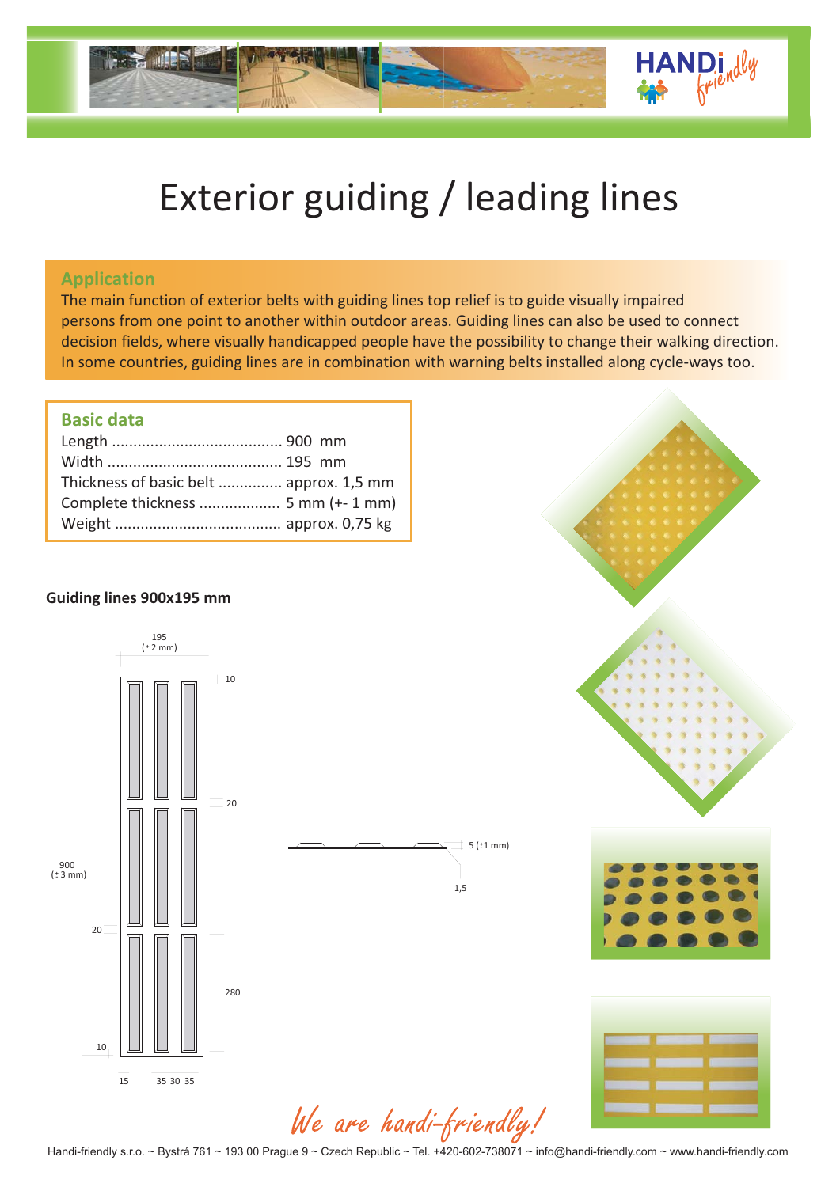# Exterior guiding / leading lines

## Application

The main function of exterior belts with guiding lines top relief is to guide visually impaired persons from one point to another within outdoor areas. Guiding lines can also be used to connect decision fields, where visually handicapped people have the possibility to change their walking direction. In some countries, guiding lines are in combination with warning belts installed along cycle-ways too.

## Basic data

| | |
|---|---|
| Length | 900 mm |
| Width | 195 mm |
| Thickness of basic belt | approx. 1,5 mm |
| Complete thickness | 5 mm (+- 1 mm) |
| Weight | approx. 0,75 kg |

**Guiding lines 900x195 mm**

195
(± 2 mm)
10
20
900
(± 3 mm)
20
280
10
15
35 30 35
5 (±1 mm)
1,5

*We are handi-friendly!*

Handi-friendly s.r.o. ~ Bystrá 761 ~ 193 00 Prague 9 ~ Czech Republic ~ Tel. +420-602-738071 ~ info@handi-friendly.com ~ www.handi-friendly.com